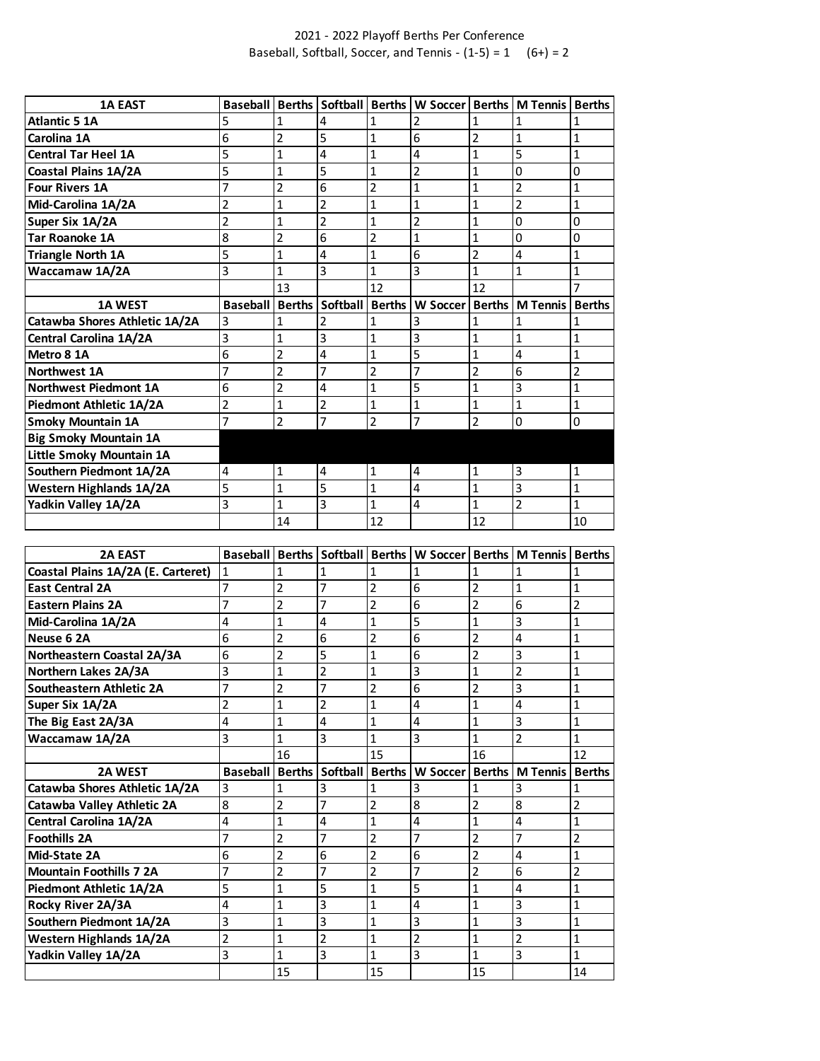# 2021 - 2022 Playoff Berths Per Conference

Baseball, Softball, Soccer, and Tennis - (1-5) = 1 (6+) = 2

| 1A EAST | Baseball | Berths | Softball | Berths | W Soccer | Berths | M Tennis | Berths |
|---|---|---|---|---|---|---|---|---|
| **Atlantic 5 1A** | 5 | 1 | 4 | 1 | 2 | 1 | 1 | 1 |
| **Carolina 1A** | 6 | 2 | 5 | 1 | 6 | 2 | 1 | 1 |
| **Central Tar Heel 1A** | 5 | 1 | 4 | 1 | 4 | 1 | 5 | 1 |
| **Coastal Plains 1A/2A** | 5 | 1 | 5 | 1 | 2 | 1 | 0 | 0 |
| **Four Rivers 1A** | 7 | 2 | 6 | 2 | 1 | 1 | 2 | 1 |
| **Mid-Carolina 1A/2A** | 2 | 1 | 2 | 1 | 1 | 1 | 2 | 1 |
| **Super Six 1A/2A** | 2 | 1 | 2 | 1 | 2 | 1 | 0 | 0 |
| **Tar Roanoke 1A** | 8 | 2 | 6 | 2 | 1 | 1 | 0 | 0 |
| **Triangle North 1A** | 5 | 1 | 4 | 1 | 6 | 2 | 4 | 1 |
| **Waccamaw 1A/2A** | 3 | 1 | 3 | 1 | 3 | 1 | 1 | 1 |
| | | 13 | | 12 | | 12 | | 7 |
| **1A WEST** | **Baseball** | **Berths** | **Softball** | **Berths** | **W Soccer** | **Berths** | **M Tennis** | **Berths** |
| **Catawba Shores Athletic 1A/2A** | 3 | 1 | 2 | 1 | 3 | 1 | 1 | 1 |
| **Central Carolina 1A/2A** | 3 | 1 | 3 | 1 | 3 | 1 | 1 | 1 |
| **Metro 8 1A** | 6 | 2 | 4 | 1 | 5 | 1 | 4 | 1 |
| **Northwest 1A** | 7 | 2 | 7 | 2 | 7 | 2 | 6 | 2 |
| **Northwest Piedmont 1A** | 6 | 2 | 4 | 1 | 5 | 1 | 3 | 1 |
| **Piedmont Athletic 1A/2A** | 2 | 1 | 2 | 1 | 1 | 1 | 1 | 1 |
| **Smoky Mountain 1A** | 7 | 2 | 7 | 2 | 7 | 2 | 0 | 0 |
| **Big Smoky Mountain 1A** | | | | | | | | |
| **Little Smoky Mountain 1A** | | | | | | | | |
| **Southern Piedmont 1A/2A** | 4 | 1 | 4 | 1 | 4 | 1 | 3 | 1 |
| **Western Highlands 1A/2A** | 5 | 1 | 5 | 1 | 4 | 1 | 3 | 1 |
| **Yadkin Valley 1A/2A** | 3 | 1 | 3 | 1 | 4 | 1 | 2 | 1 |
| | | 14 | | 12 | | 12 | | 10 |

| 2A EAST | Baseball | Berths | Softball | Berths | W Soccer | Berths | M Tennis | Berths |
|---|---|---|---|---|---|---|---|---|
| **Coastal Plains 1A/2A (E. Carteret)** | 1 | 1 | 1 | 1 | 1 | 1 | 1 | 1 |
| **East Central 2A** | 7 | 2 | 7 | 2 | 6 | 2 | 1 | 1 |
| **Eastern Plains 2A** | 7 | 2 | 7 | 2 | 6 | 2 | 6 | 2 |
| **Mid-Carolina 1A/2A** | 4 | 1 | 4 | 1 | 5 | 1 | 3 | 1 |
| **Neuse 6 2A** | 6 | 2 | 6 | 2 | 6 | 2 | 4 | 1 |
| **Northeastern Coastal 2A/3A** | 6 | 2 | 5 | 1 | 6 | 2 | 3 | 1 |
| **Northern Lakes 2A/3A** | 3 | 1 | 2 | 1 | 3 | 1 | 2 | 1 |
| **Southeastern Athletic 2A** | 7 | 2 | 7 | 2 | 6 | 2 | 3 | 1 |
| **Super Six 1A/2A** | 2 | 1 | 2 | 1 | 4 | 1 | 4 | 1 |
| **The Big East 2A/3A** | 4 | 1 | 4 | 1 | 4 | 1 | 3 | 1 |
| **Waccamaw 1A/2A** | 3 | 1 | 3 | 1 | 3 | 1 | 2 | 1 |
| | | 16 | | 15 | | 16 | | 12 |
| **2A WEST** | **Baseball** | **Berths** | **Softball** | **Berths** | **W Soccer** | **Berths** | **M Tennis** | **Berths** |
| **Catawba Shores Athletic 1A/2A** | 3 | 1 | 3 | 1 | 3 | 1 | 3 | 1 |
| **Catawba Valley Athletic 2A** | 8 | 2 | 7 | 2 | 8 | 2 | 8 | 2 |
| **Central Carolina 1A/2A** | 4 | 1 | 4 | 1 | 4 | 1 | 4 | 1 |
| **Foothills 2A** | 7 | 2 | 7 | 2 | 7 | 2 | 7 | 2 |
| **Mid-State 2A** | 6 | 2 | 6 | 2 | 6 | 2 | 4 | 1 |
| **Mountain Foothills 7 2A** | 7 | 2 | 7 | 2 | 7 | 2 | 6 | 2 |
| **Piedmont Athletic 1A/2A** | 5 | 1 | 5 | 1 | 5 | 1 | 4 | 1 |
| **Rocky River 2A/3A** | 4 | 1 | 3 | 1 | 4 | 1 | 3 | 1 |
| **Southern Piedmont 1A/2A** | 3 | 1 | 3 | 1 | 3 | 1 | 3 | 1 |
| **Western Highlands 1A/2A** | 2 | 1 | 2 | 1 | 2 | 1 | 2 | 1 |
| **Yadkin Valley 1A/2A** | 3 | 1 | 3 | 1 | 3 | 1 | 3 | 1 |
| | | 15 | | 15 | | 15 | | 14 |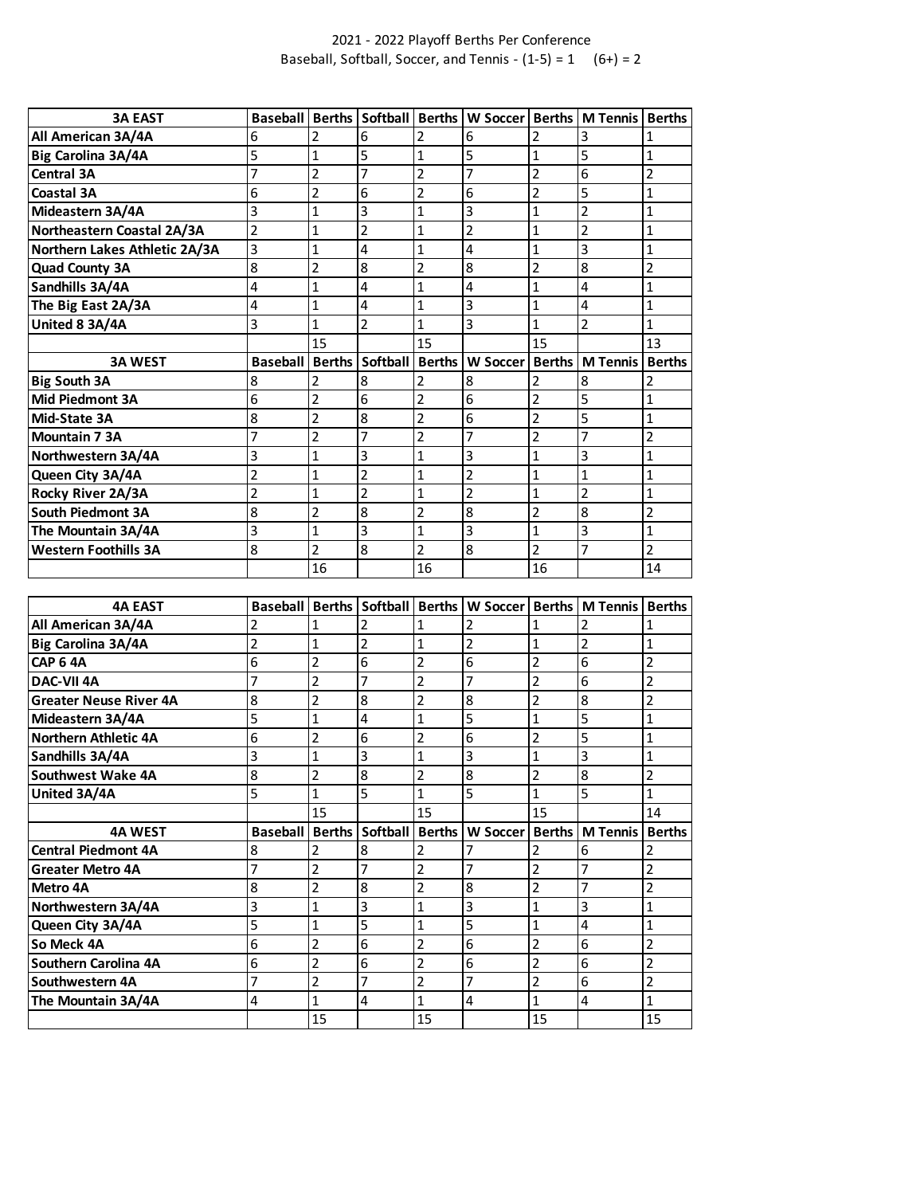2021 - 2022 Playoff Berths Per Conference

Baseball, Softball, Soccer, and Tennis - (1-5) = 1 (6+) = 2

| 3A EAST | Baseball | Berths | Softball | Berths | W Soccer | Berths | M Tennis | Berths |
|---|---|---|---|---|---|---|---|---|
| All American 3A/4A | 6 | 2 | 6 | 2 | 6 | 2 | 3 | 1 |
| Big Carolina 3A/4A | 5 | 1 | 5 | 1 | 5 | 1 | 5 | 1 |
| Central 3A | 7 | 2 | 7 | 2 | 7 | 2 | 6 | 2 |
| Coastal 3A | 6 | 2 | 6 | 2 | 6 | 2 | 5 | 1 |
| Mideastern 3A/4A | 3 | 1 | 3 | 1 | 3 | 1 | 2 | 1 |
| Northeastern Coastal 2A/3A | 2 | 1 | 2 | 1 | 2 | 1 | 2 | 1 |
| Northern Lakes Athletic 2A/3A | 3 | 1 | 4 | 1 | 4 | 1 | 3 | 1 |
| Quad County 3A | 8 | 2 | 8 | 2 | 8 | 2 | 8 | 2 |
| Sandhills 3A/4A | 4 | 1 | 4 | 1 | 4 | 1 | 4 | 1 |
| The Big East 2A/3A | 4 | 1 | 4 | 1 | 3 | 1 | 4 | 1 |
| United 8 3A/4A | 3 | 1 | 2 | 1 | 3 | 1 | 2 | 1 |
| | | 15 | | 15 | | 15 | | 13 |
| **3A WEST** | **Baseball** | **Berths** | **Softball** | **Berths** | **W Soccer** | **Berths** | **M Tennis** | **Berths** |
| Big South 3A | 8 | 2 | 8 | 2 | 8 | 2 | 8 | 2 |
| Mid Piedmont 3A | 6 | 2 | 6 | 2 | 6 | 2 | 5 | 1 |
| Mid-State 3A | 8 | 2 | 8 | 2 | 6 | 2 | 5 | 1 |
| Mountain 7 3A | 7 | 2 | 7 | 2 | 7 | 2 | 7 | 2 |
| Northwestern 3A/4A | 3 | 1 | 3 | 1 | 3 | 1 | 3 | 1 |
| Queen City 3A/4A | 2 | 1 | 2 | 1 | 2 | 1 | 1 | 1 |
| Rocky River 2A/3A | 2 | 1 | 2 | 1 | 2 | 1 | 2 | 1 |
| South Piedmont 3A | 8 | 2 | 8 | 2 | 8 | 2 | 8 | 2 |
| The Mountain 3A/4A | 3 | 1 | 3 | 1 | 3 | 1 | 3 | 1 |
| Western Foothills 3A | 8 | 2 | 8 | 2 | 8 | 2 | 7 | 2 |
| | | 16 | | 16 | | 16 | | 14 |

| 4A EAST | Baseball | Berths | Softball | Berths | W Soccer | Berths | M Tennis | Berths |
|---|---|---|---|---|---|---|---|---|
| All American 3A/4A | 2 | 1 | 2 | 1 | 2 | 1 | 2 | 1 |
| Big Carolina 3A/4A | 2 | 1 | 2 | 1 | 2 | 1 | 2 | 1 |
| CAP 6 4A | 6 | 2 | 6 | 2 | 6 | 2 | 6 | 2 |
| DAC-VII 4A | 7 | 2 | 7 | 2 | 7 | 2 | 6 | 2 |
| Greater Neuse River 4A | 8 | 2 | 8 | 2 | 8 | 2 | 8 | 2 |
| Mideastern 3A/4A | 5 | 1 | 4 | 1 | 5 | 1 | 5 | 1 |
| Northern Athletic 4A | 6 | 2 | 6 | 2 | 6 | 2 | 5 | 1 |
| Sandhills 3A/4A | 3 | 1 | 3 | 1 | 3 | 1 | 3 | 1 |
| Southwest Wake 4A | 8 | 2 | 8 | 2 | 8 | 2 | 8 | 2 |
| United 3A/4A | 5 | 1 | 5 | 1 | 5 | 1 | 5 | 1 |
| | | 15 | | 15 | | 15 | | 14 |
| **4A WEST** | **Baseball** | **Berths** | **Softball** | **Berths** | **W Soccer** | **Berths** | **M Tennis** | **Berths** |
| Central Piedmont 4A | 8 | 2 | 8 | 2 | 7 | 2 | 6 | 2 |
| Greater Metro 4A | 7 | 2 | 7 | 2 | 7 | 2 | 7 | 2 |
| Metro 4A | 8 | 2 | 8 | 2 | 8 | 2 | 7 | 2 |
| Northwestern 3A/4A | 3 | 1 | 3 | 1 | 3 | 1 | 3 | 1 |
| Queen City 3A/4A | 5 | 1 | 5 | 1 | 5 | 1 | 4 | 1 |
| So Meck 4A | 6 | 2 | 6 | 2 | 6 | 2 | 6 | 2 |
| Southern Carolina 4A | 6 | 2 | 6 | 2 | 6 | 2 | 6 | 2 |
| Southwestern 4A | 7 | 2 | 7 | 2 | 7 | 2 | 6 | 2 |
| The Mountain 3A/4A | 4 | 1 | 4 | 1 | 4 | 1 | 4 | 1 |
| | | 15 | | 15 | | 15 | | 15 |